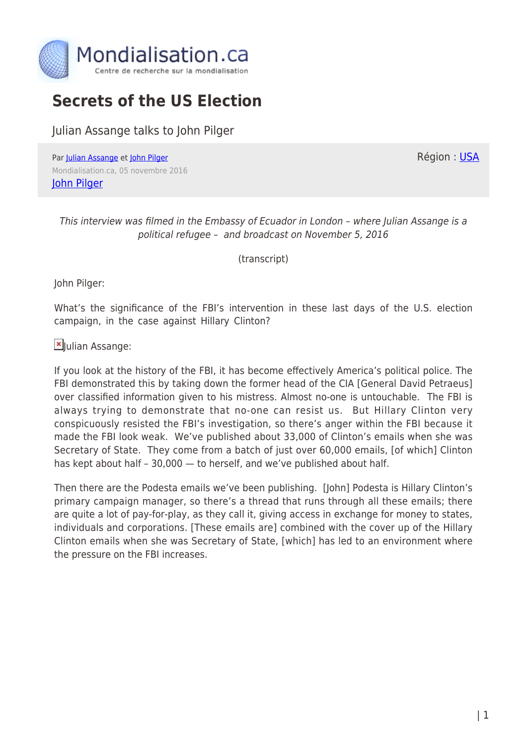# Secrets of the US Election

Julian Assange talks to John Pilger

Par Julian Assange et John Pilger

Mondialisation.ca, 05 novembre 2016

John Pilger

Région : USA

*This interview was filmed in the Embassy of Ecuador in London – where Julian Assange is a political refugee – and broadcast on November 5, 2016*

(transcript)

John Pilger:

What's the significance of the FBI's intervention in these last days of the U.S. election campaign, in the case against Hillary Clinton?

Julian Assange:

If you look at the history of the FBI, it has become effectively America's political police. The FBI demonstrated this by taking down the former head of the CIA [General David Petraeus] over classified information given to his mistress. Almost no-one is untouchable. The FBI is always trying to demonstrate that no-one can resist us. But Hillary Clinton very conspicuously resisted the FBI's investigation, so there's anger within the FBI because it made the FBI look weak. We've published about 33,000 of Clinton's emails when she was Secretary of State. They come from a batch of just over 60,000 emails, [of which] Clinton has kept about half – 30,000 — to herself, and we've published about half.

Then there are the Podesta emails we've been publishing. [John] Podesta is Hillary Clinton's primary campaign manager, so there's a thread that runs through all these emails; there are quite a lot of pay-for-play, as they call it, giving access in exchange for money to states, individuals and corporations. [These emails are] combined with the cover up of the Hillary Clinton emails when she was Secretary of State, [which] has led to an environment where the pressure on the FBI increases.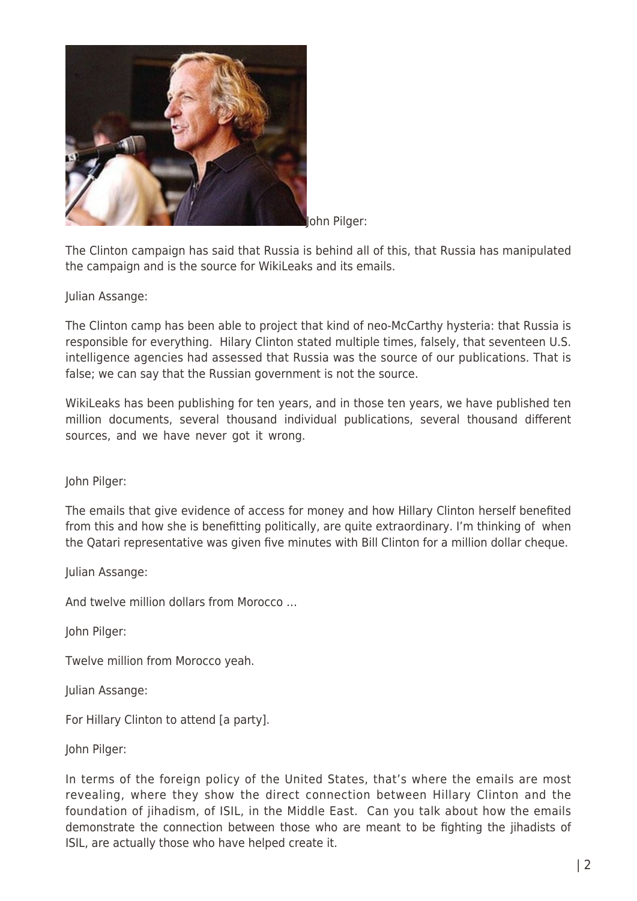John Pilger:

The Clinton campaign has said that Russia is behind all of this, that Russia has manipulated the campaign and is the source for WikiLeaks and its emails.

Julian Assange:

The Clinton camp has been able to project that kind of neo-McCarthy hysteria: that Russia is responsible for everything. Hilary Clinton stated multiple times, falsely, that seventeen U.S. intelligence agencies had assessed that Russia was the source of our publications. That is false; we can say that the Russian government is not the source.

WikiLeaks has been publishing for ten years, and in those ten years, we have published ten million documents, several thousand individual publications, several thousand different sources, and we have never got it wrong.

John Pilger:

The emails that give evidence of access for money and how Hillary Clinton herself benefited from this and how she is benefitting politically, are quite extraordinary. I'm thinking of when the Qatari representative was given five minutes with Bill Clinton for a million dollar cheque.

Julian Assange:

And twelve million dollars from Morocco …

John Pilger:

Twelve million from Morocco yeah.

Julian Assange:

For Hillary Clinton to attend [a party].

John Pilger:

In terms of the foreign policy of the United States, that's where the emails are most revealing, where they show the direct connection between Hillary Clinton and the foundation of jihadism, of ISIL, in the Middle East. Can you talk about how the emails demonstrate the connection between those who are meant to be fighting the jihadists of ISIL, are actually those who have helped create it.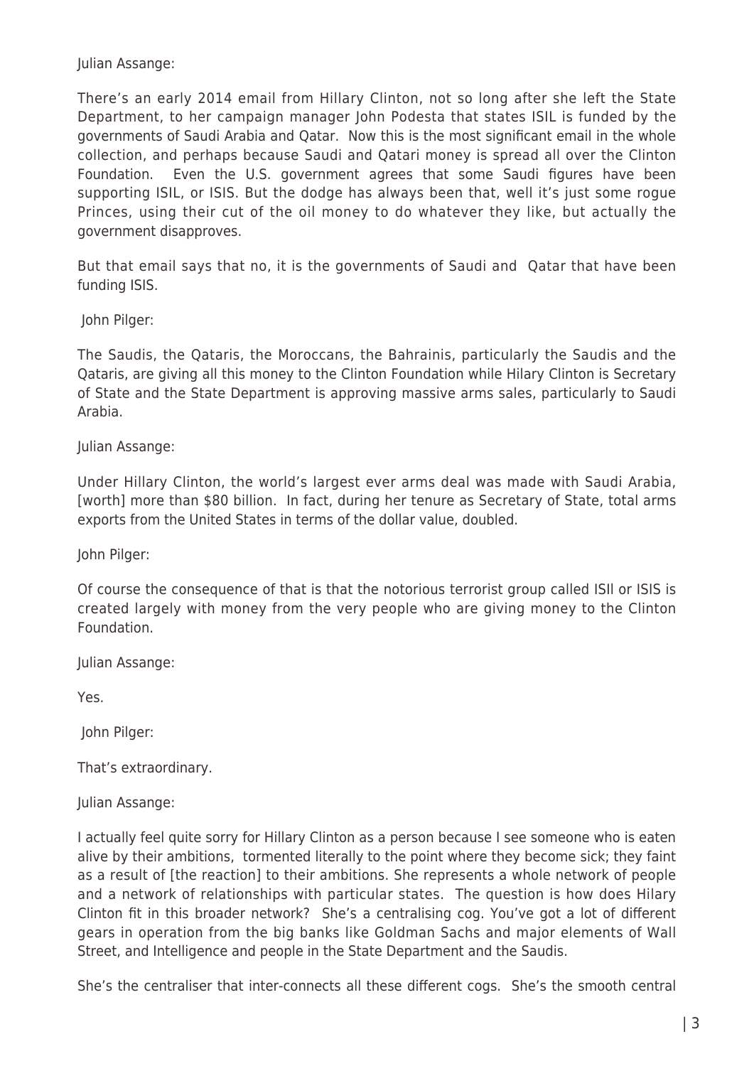Julian Assange:

There's an early 2014 email from Hillary Clinton, not so long after she left the State Department, to her campaign manager John Podesta that states ISIL is funded by the governments of Saudi Arabia and Qatar. Now this is the most significant email in the whole collection, and perhaps because Saudi and Qatari money is spread all over the Clinton Foundation. Even the U.S. government agrees that some Saudi figures have been supporting ISIL, or ISIS. But the dodge has always been that, well it's just some rogue Princes, using their cut of the oil money to do whatever they like, but actually the government disapproves.

But that email says that no, it is the governments of Saudi and Qatar that have been funding ISIS.

John Pilger:

The Saudis, the Qataris, the Moroccans, the Bahrainis, particularly the Saudis and the Qataris, are giving all this money to the Clinton Foundation while Hilary Clinton is Secretary of State and the State Department is approving massive arms sales, particularly to Saudi Arabia.

Julian Assange:

Under Hillary Clinton, the world's largest ever arms deal was made with Saudi Arabia, [worth] more than $80 billion. In fact, during her tenure as Secretary of State, total arms exports from the United States in terms of the dollar value, doubled.

John Pilger:

Of course the consequence of that is that the notorious terrorist group called ISIl or ISIS is created largely with money from the very people who are giving money to the Clinton Foundation.

Julian Assange:

Yes.

John Pilger:

That's extraordinary.

Julian Assange:

I actually feel quite sorry for Hillary Clinton as a person because I see someone who is eaten alive by their ambitions, tormented literally to the point where they become sick; they faint as a result of [the reaction] to their ambitions. She represents a whole network of people and a network of relationships with particular states. The question is how does Hilary Clinton fit in this broader network? She's a centralising cog. You've got a lot of different gears in operation from the big banks like Goldman Sachs and major elements of Wall Street, and Intelligence and people in the State Department and the Saudis.

She's the centraliser that inter-connects all these different cogs. She's the smooth central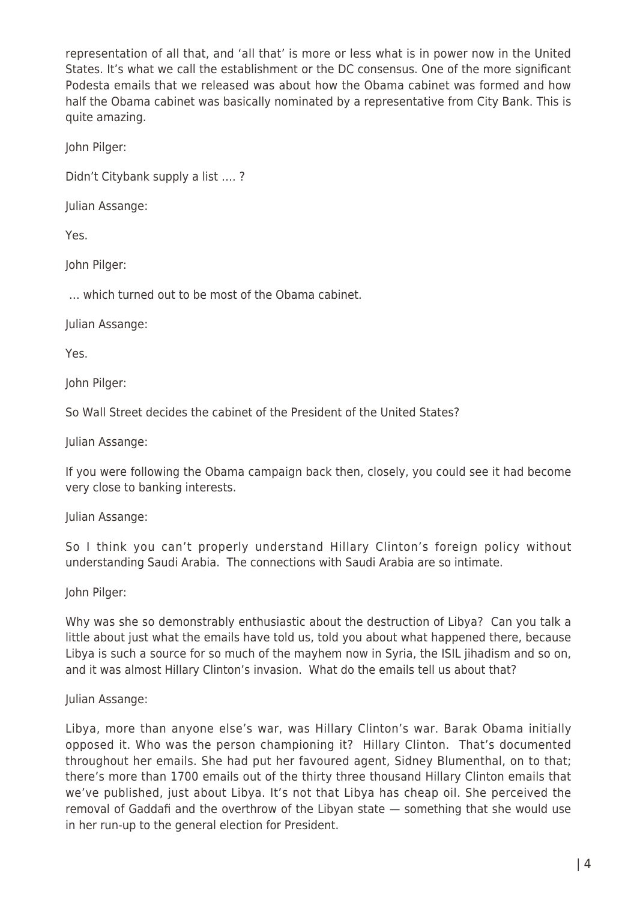representation of all that, and 'all that' is more or less what is in power now in the United States. It's what we call the establishment or the DC consensus. One of the more significant Podesta emails that we released was about how the Obama cabinet was formed and how half the Obama cabinet was basically nominated by a representative from City Bank. This is quite amazing.

John Pilger:

Didn't Citybank supply a list …. ?

Julian Assange:

Yes.

John Pilger:

… which turned out to be most of the Obama cabinet.

Julian Assange:

Yes.

John Pilger:

So Wall Street decides the cabinet of the President of the United States?

Julian Assange:

If you were following the Obama campaign back then, closely, you could see it had become very close to banking interests.

Julian Assange:

So I think you can't properly understand Hillary Clinton's foreign policy without understanding Saudi Arabia. The connections with Saudi Arabia are so intimate.

John Pilger:

Why was she so demonstrably enthusiastic about the destruction of Libya? Can you talk a little about just what the emails have told us, told you about what happened there, because Libya is such a source for so much of the mayhem now in Syria, the ISIL jihadism and so on, and it was almost Hillary Clinton's invasion. What do the emails tell us about that?

Julian Assange:

Libya, more than anyone else's war, was Hillary Clinton's war. Barak Obama initially opposed it. Who was the person championing it? Hillary Clinton. That's documented throughout her emails. She had put her favoured agent, Sidney Blumenthal, on to that; there's more than 1700 emails out of the thirty three thousand Hillary Clinton emails that we've published, just about Libya. It's not that Libya has cheap oil. She perceived the removal of Gaddafi and the overthrow of the Libyan state — something that she would use in her run-up to the general election for President.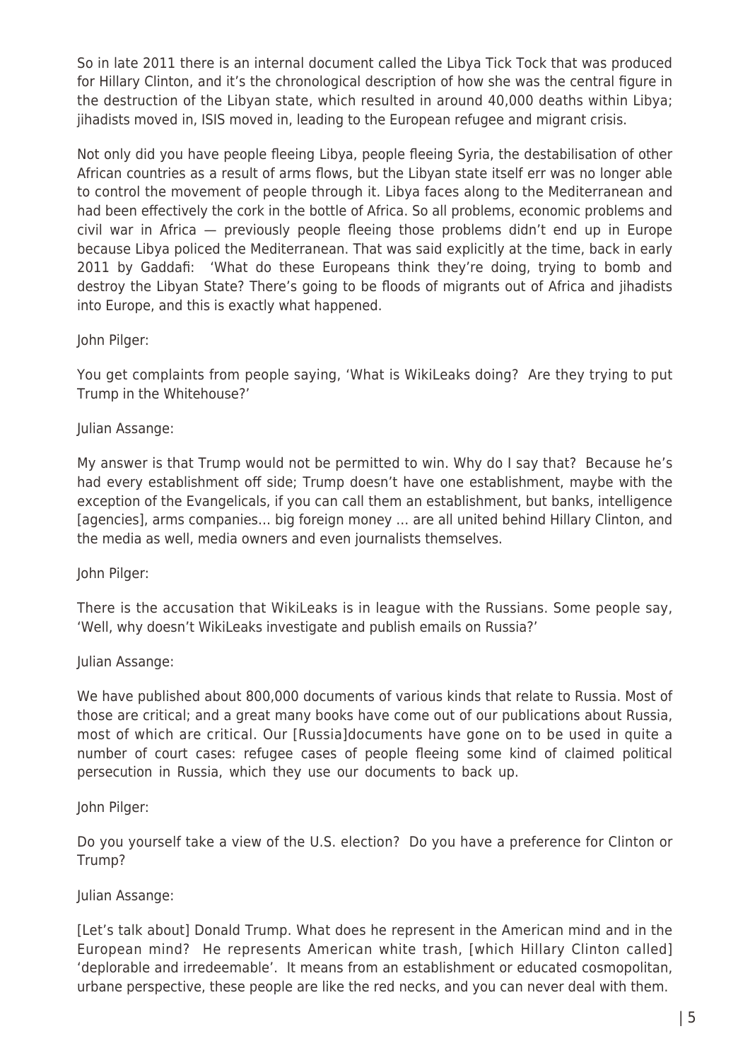So in late 2011 there is an internal document called the Libya Tick Tock that was produced for Hillary Clinton, and it's the chronological description of how she was the central figure in the destruction of the Libyan state, which resulted in around 40,000 deaths within Libya; jihadists moved in, ISIS moved in, leading to the European refugee and migrant crisis.

Not only did you have people fleeing Libya, people fleeing Syria, the destabilisation of other African countries as a result of arms flows, but the Libyan state itself err was no longer able to control the movement of people through it. Libya faces along to the Mediterranean and had been effectively the cork in the bottle of Africa. So all problems, economic problems and civil war in Africa — previously people fleeing those problems didn't end up in Europe because Libya policed the Mediterranean. That was said explicitly at the time, back in early 2011 by Gaddafi: 'What do these Europeans think they're doing, trying to bomb and destroy the Libyan State? There's going to be floods of migrants out of Africa and jihadists into Europe, and this is exactly what happened.

John Pilger:

You get complaints from people saying, 'What is WikiLeaks doing? Are they trying to put Trump in the Whitehouse?'

Julian Assange:

My answer is that Trump would not be permitted to win. Why do I say that? Because he's had every establishment off side; Trump doesn't have one establishment, maybe with the exception of the Evangelicals, if you can call them an establishment, but banks, intelligence [agencies], arms companies… big foreign money … are all united behind Hillary Clinton, and the media as well, media owners and even journalists themselves.

John Pilger:

There is the accusation that WikiLeaks is in league with the Russians. Some people say, 'Well, why doesn't WikiLeaks investigate and publish emails on Russia?'

Julian Assange:

We have published about 800,000 documents of various kinds that relate to Russia. Most of those are critical; and a great many books have come out of our publications about Russia, most of which are critical. Our [Russia]documents have gone on to be used in quite a number of court cases: refugee cases of people fleeing some kind of claimed political persecution in Russia, which they use our documents to back up.

John Pilger:

Do you yourself take a view of the U.S. election? Do you have a preference for Clinton or Trump?

Julian Assange:

[Let's talk about] Donald Trump. What does he represent in the American mind and in the European mind? He represents American white trash, [which Hillary Clinton called] 'deplorable and irredeemable'. It means from an establishment or educated cosmopolitan, urbane perspective, these people are like the red necks, and you can never deal with them.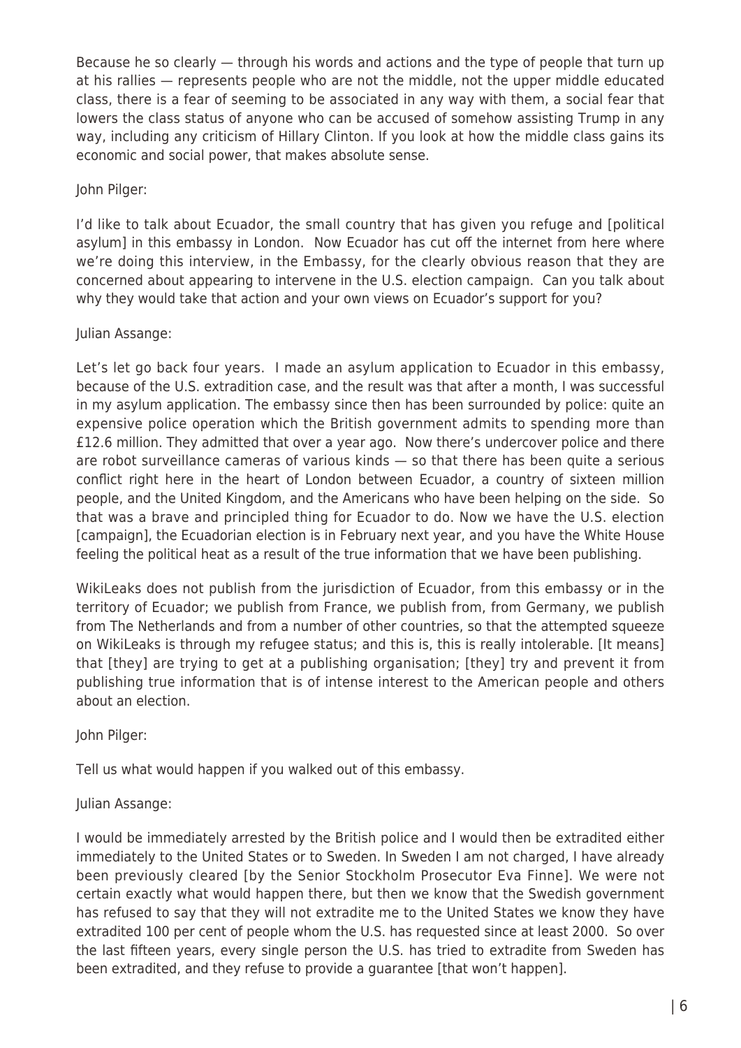Because he so clearly — through his words and actions and the type of people that turn up at his rallies — represents people who are not the middle, not the upper middle educated class, there is a fear of seeming to be associated in any way with them, a social fear that lowers the class status of anyone who can be accused of somehow assisting Trump in any way, including any criticism of Hillary Clinton. If you look at how the middle class gains its economic and social power, that makes absolute sense.

John Pilger:

I'd like to talk about Ecuador, the small country that has given you refuge and [political asylum] in this embassy in London. Now Ecuador has cut off the internet from here where we're doing this interview, in the Embassy, for the clearly obvious reason that they are concerned about appearing to intervene in the U.S. election campaign. Can you talk about why they would take that action and your own views on Ecuador's support for you?

Julian Assange:

Let's let go back four years. I made an asylum application to Ecuador in this embassy, because of the U.S. extradition case, and the result was that after a month, I was successful in my asylum application. The embassy since then has been surrounded by police: quite an expensive police operation which the British government admits to spending more than £12.6 million. They admitted that over a year ago. Now there's undercover police and there are robot surveillance cameras of various kinds — so that there has been quite a serious conflict right here in the heart of London between Ecuador, a country of sixteen million people, and the United Kingdom, and the Americans who have been helping on the side. So that was a brave and principled thing for Ecuador to do. Now we have the U.S. election [campaign], the Ecuadorian election is in February next year, and you have the White House feeling the political heat as a result of the true information that we have been publishing.

WikiLeaks does not publish from the jurisdiction of Ecuador, from this embassy or in the territory of Ecuador; we publish from France, we publish from, from Germany, we publish from The Netherlands and from a number of other countries, so that the attempted squeeze on WikiLeaks is through my refugee status; and this is, this is really intolerable. [It means] that [they] are trying to get at a publishing organisation; [they] try and prevent it from publishing true information that is of intense interest to the American people and others about an election.

John Pilger:

Tell us what would happen if you walked out of this embassy.

Julian Assange:

I would be immediately arrested by the British police and I would then be extradited either immediately to the United States or to Sweden. In Sweden I am not charged, I have already been previously cleared [by the Senior Stockholm Prosecutor Eva Finne]. We were not certain exactly what would happen there, but then we know that the Swedish government has refused to say that they will not extradite me to the United States we know they have extradited 100 per cent of people whom the U.S. has requested since at least 2000. So over the last fifteen years, every single person the U.S. has tried to extradite from Sweden has been extradited, and they refuse to provide a guarantee [that won't happen].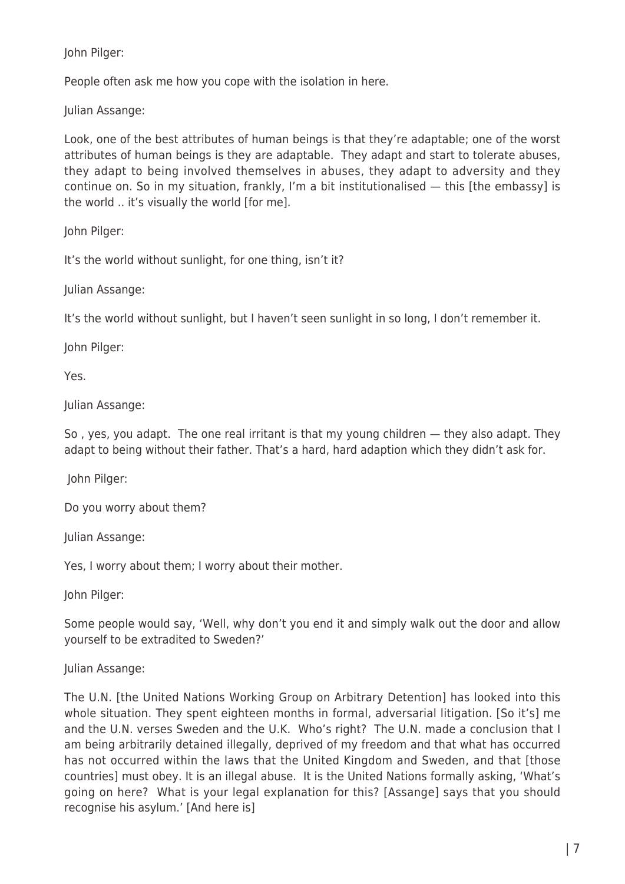John Pilger:

People often ask me how you cope with the isolation in here.

Julian Assange:

Look, one of the best attributes of human beings is that they're adaptable; one of the worst attributes of human beings is they are adaptable. They adapt and start to tolerate abuses, they adapt to being involved themselves in abuses, they adapt to adversity and they continue on. So in my situation, frankly, I'm a bit institutionalised — this [the embassy] is the world .. it's visually the world [for me].

John Pilger:

It's the world without sunlight, for one thing, isn't it?

Julian Assange:

It's the world without sunlight, but I haven't seen sunlight in so long, I don't remember it.

John Pilger:

Yes.

Julian Assange:

So , yes, you adapt. The one real irritant is that my young children — they also adapt. They adapt to being without their father. That's a hard, hard adaption which they didn't ask for.

John Pilger:

Do you worry about them?

Julian Assange:

Yes, I worry about them; I worry about their mother.

John Pilger:

Some people would say, 'Well, why don't you end it and simply walk out the door and allow yourself to be extradited to Sweden?'

Julian Assange:

The U.N. [the United Nations Working Group on Arbitrary Detention] has looked into this whole situation. They spent eighteen months in formal, adversarial litigation. [So it's] me and the U.N. verses Sweden and the U.K. Who's right? The U.N. made a conclusion that I am being arbitrarily detained illegally, deprived of my freedom and that what has occurred has not occurred within the laws that the United Kingdom and Sweden, and that [those countries] must obey. It is an illegal abuse. It is the United Nations formally asking, 'What's going on here? What is your legal explanation for this? [Assange] says that you should recognise his asylum.' [And here is]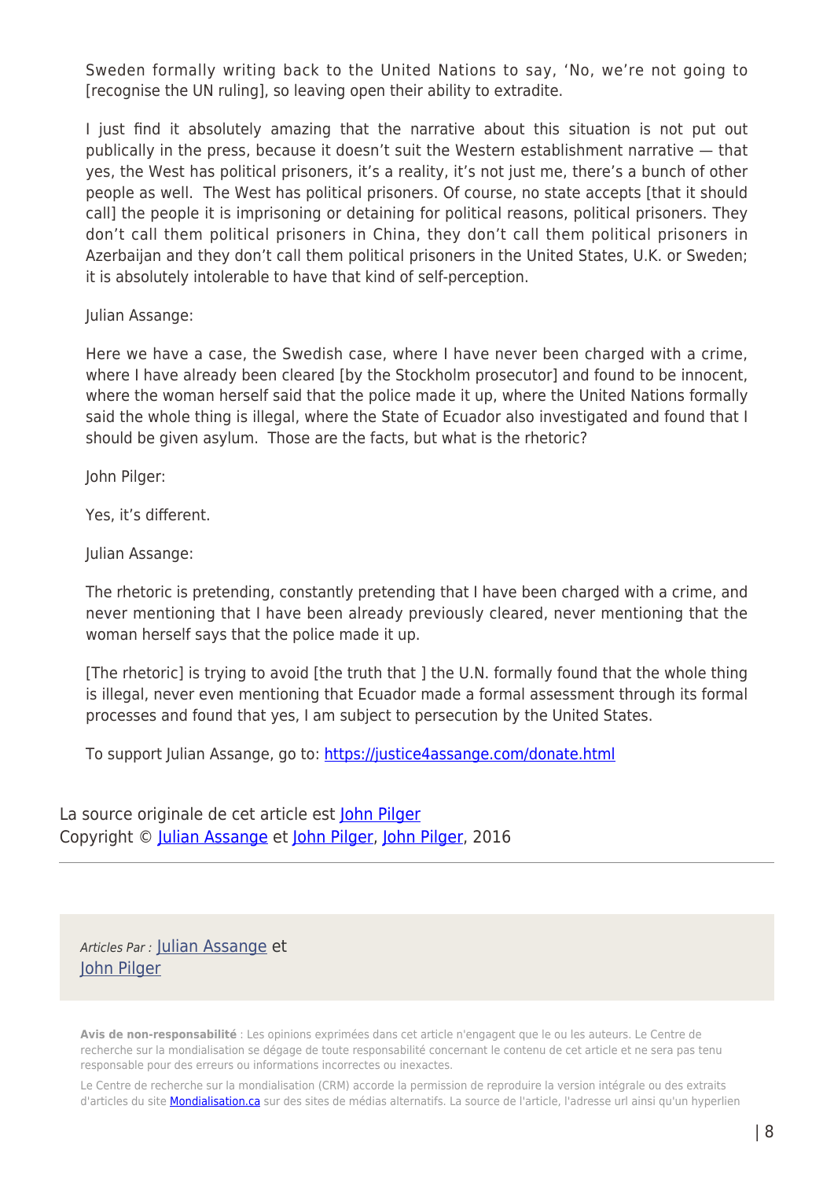Sweden formally writing back to the United Nations to say, 'No, we're not going to [recognise the UN ruling], so leaving open their ability to extradite.

I just find it absolutely amazing that the narrative about this situation is not put out publically in the press, because it doesn't suit the Western establishment narrative — that yes, the West has political prisoners, it's a reality, it's not just me, there's a bunch of other people as well. The West has political prisoners. Of course, no state accepts [that it should call] the people it is imprisoning or detaining for political reasons, political prisoners. They don't call them political prisoners in China, they don't call them political prisoners in Azerbaijan and they don't call them political prisoners in the United States, U.K. or Sweden; it is absolutely intolerable to have that kind of self-perception.

Julian Assange:

Here we have a case, the Swedish case, where I have never been charged with a crime, where I have already been cleared [by the Stockholm prosecutor] and found to be innocent, where the woman herself said that the police made it up, where the United Nations formally said the whole thing is illegal, where the State of Ecuador also investigated and found that I should be given asylum. Those are the facts, but what is the rhetoric?

John Pilger:

Yes, it's different.

Julian Assange:

The rhetoric is pretending, constantly pretending that I have been charged with a crime, and never mentioning that I have been already previously cleared, never mentioning that the woman herself says that the police made it up.

[The rhetoric] is trying to avoid [the truth that ] the U.N. formally found that the whole thing is illegal, never even mentioning that Ecuador made a formal assessment through its formal processes and found that yes, I am subject to persecution by the United States.

To support Julian Assange, go to: [https://justice4assange.com/donate.html](https://justice4assange.com/donate.html)

La source originale de cet article est John Pilger
Copyright © Julian Assange et John Pilger, John Pilger, 2016

*Articles Par :* Julian Assange et John Pilger

**Avis de non-responsabilité** : Les opinions exprimées dans cet article n'engagent que le ou les auteurs. Le Centre de recherche sur la mondialisation se dégage de toute responsabilité concernant le contenu de cet article et ne sera pas tenu responsable pour des erreurs ou informations incorrectes ou inexactes.

Le Centre de recherche sur la mondialisation (CRM) accorde la permission de reproduire la version intégrale ou des extraits d'articles du site Mondialisation.ca sur des sites de médias alternatifs. La source de l'article, l'adresse url ainsi qu'un hyperlien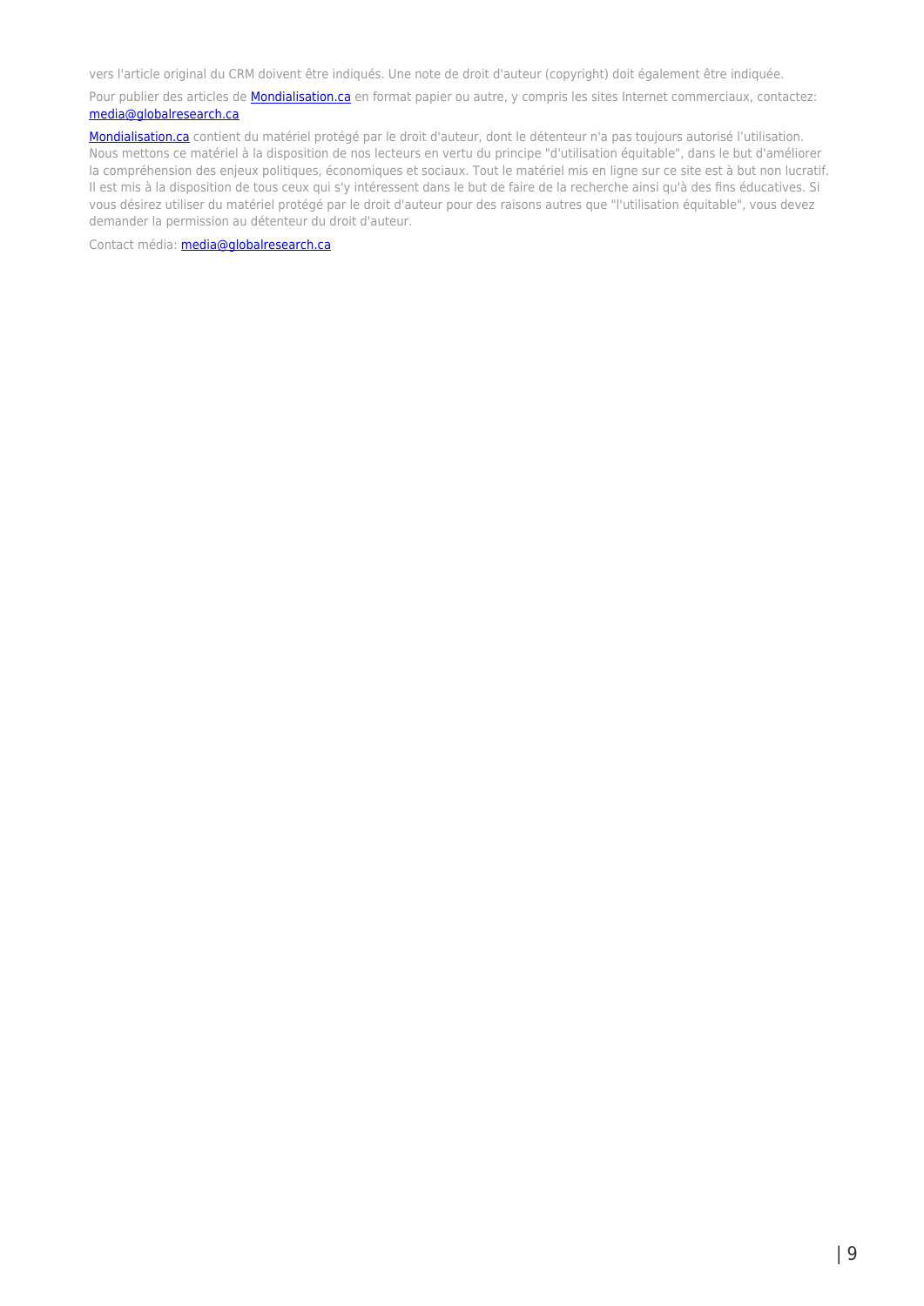vers l'article original du CRM doivent être indiqués. Une note de droit d'auteur (copyright) doit également être indiquée.

Pour publier des articles de [Mondialisation.ca](Mondialisation.ca) en format papier ou autre, y compris les sites Internet commerciaux, contactez: [media@globalresearch.ca](mailto:media@globalresearch.ca)

[Mondialisation.ca](Mondialisation.ca) contient du matériel protégé par le droit d'auteur, dont le détenteur n'a pas toujours autorisé l'utilisation. Nous mettons ce matériel à la disposition de nos lecteurs en vertu du principe "d'utilisation équitable", dans le but d'améliorer la compréhension des enjeux politiques, économiques et sociaux. Tout le matériel mis en ligne sur ce site est à but non lucratif. Il est mis à la disposition de tous ceux qui s'y intéressent dans le but de faire de la recherche ainsi qu'à des fins éducatives. Si vous désirez utiliser du matériel protégé par le droit d'auteur pour des raisons autres que "l'utilisation équitable", vous devez demander la permission au détenteur du droit d'auteur.

Contact média: [media@globalresearch.ca](mailto:media@globalresearch.ca)